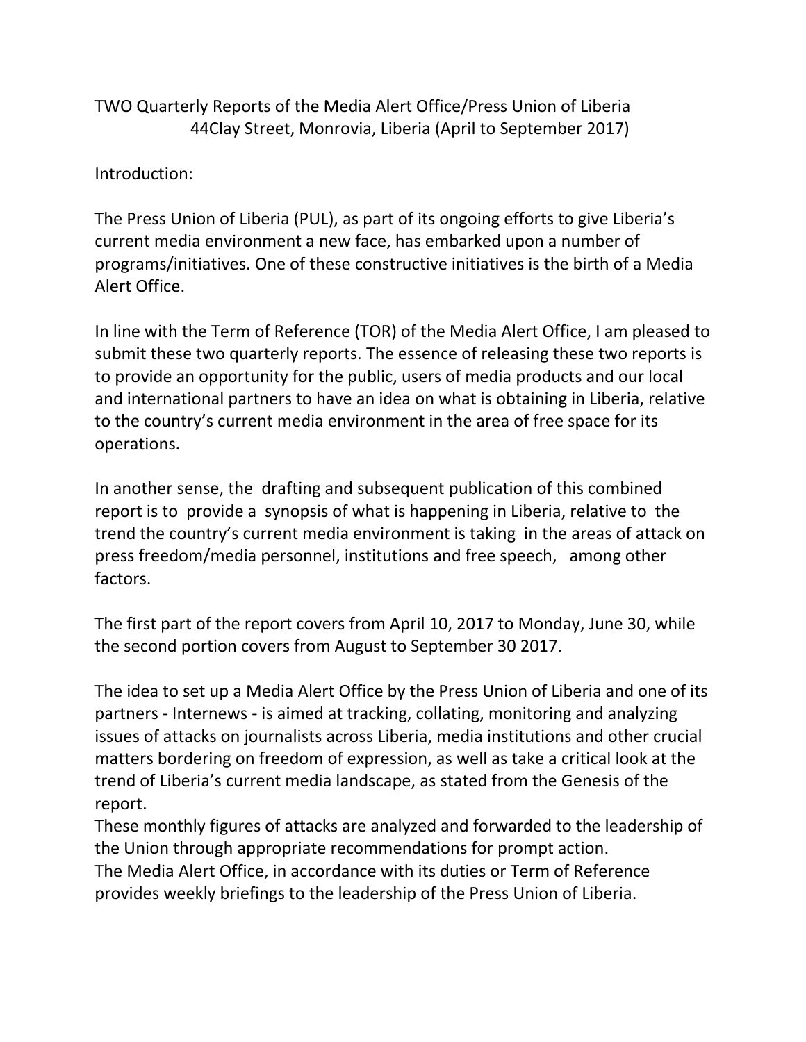# TWO Quarterly Reports of the Media Alert Office/Press Union of Liberia
## 44Clay Street, Monrovia, Liberia (April to September 2017)

Introduction:

The Press Union of Liberia (PUL), as part of its ongoing efforts to give Liberia's current media environment a new face, has embarked upon a number of programs/initiatives. One of these constructive initiatives is the birth of a Media Alert Office.

In line with the Term of Reference (TOR) of the Media Alert Office, I am pleased to submit these two quarterly reports. The essence of releasing these two reports is to provide an opportunity for the public, users of media products and our local and international partners to have an idea on what is obtaining in Liberia, relative to the country's current media environment in the area of free space for its operations.

In another sense, the drafting and subsequent publication of this combined report is to provide a synopsis of what is happening in Liberia, relative to the trend the country's current media environment is taking in the areas of attack on press freedom/media personnel, institutions and free speech, among other factors.

The first part of the report covers from April 10, 2017 to Monday, June 30, while the second portion covers from August to September 30 2017.

The idea to set up a Media Alert Office by the Press Union of Liberia and one of its partners - Internews - is aimed at tracking, collating, monitoring and analyzing issues of attacks on journalists across Liberia, media institutions and other crucial matters bordering on freedom of expression, as well as take a critical look at the trend of Liberia's current media landscape, as stated from the Genesis of the report.

These monthly figures of attacks are analyzed and forwarded to the leadership of the Union through appropriate recommendations for prompt action.

The Media Alert Office, in accordance with its duties or Term of Reference provides weekly briefings to the leadership of the Press Union of Liberia.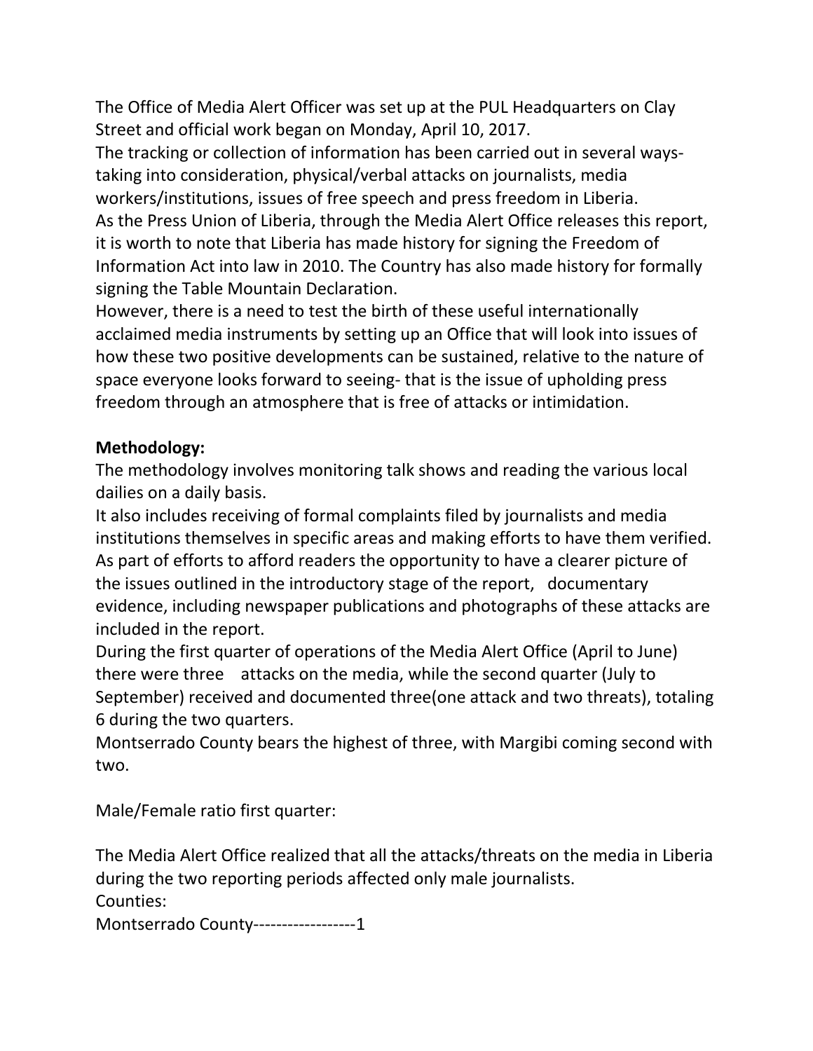The Office of Media Alert Officer was set up at the PUL Headquarters on Clay Street and official work began on Monday, April 10, 2017.

The tracking or collection of information has been carried out in several ways- taking into consideration, physical/verbal attacks on journalists, media workers/institutions, issues of free speech and press freedom in Liberia.

As the Press Union of Liberia, through the Media Alert Office releases this report, it is worth to note that Liberia has made history for signing the Freedom of Information Act into law in 2010. The Country has also made history for formally signing the Table Mountain Declaration.

However, there is a need to test the birth of these useful internationally acclaimed media instruments by setting up an Office that will look into issues of how these two positive developments can be sustained, relative to the nature of space everyone looks forward to seeing- that is the issue of upholding press freedom through an atmosphere that is free of attacks or intimidation.

**Methodology:**

The methodology involves monitoring talk shows and reading the various local dailies on a daily basis.

It also includes receiving of formal complaints filed by journalists and media institutions themselves in specific areas and making efforts to have them verified.

As part of efforts to afford readers the opportunity to have a clearer picture of the issues outlined in the introductory stage of the report, documentary evidence, including newspaper publications and photographs of these attacks are included in the report.

During the first quarter of operations of the Media Alert Office (April to June) there were three attacks on the media, while the second quarter (July to September) received and documented three(one attack and two threats), totaling 6 during the two quarters.

Montserrado County bears the highest of three, with Margibi coming second with two.

Male/Female ratio first quarter:

The Media Alert Office realized that all the attacks/threats on the media in Liberia during the two reporting periods affected only male journalists.

Counties:

Montserrado County------------------1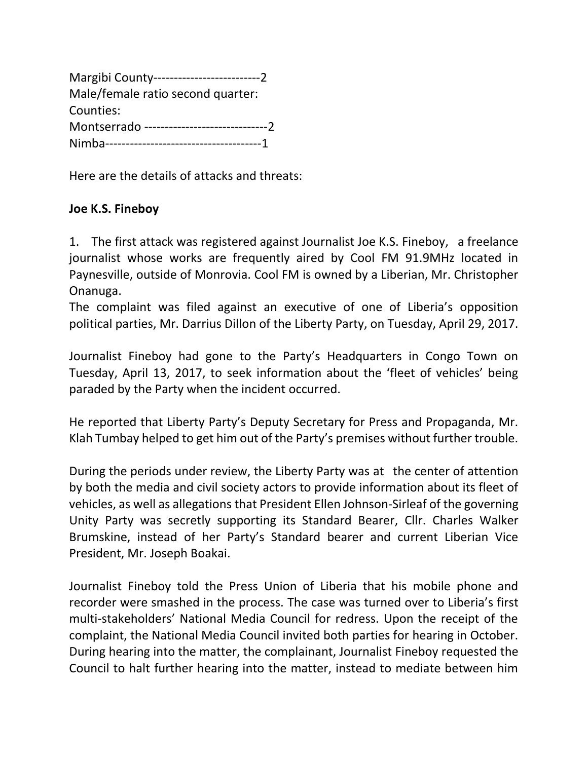Margibi County--------------------------2
Male/female ratio second quarter:
Counties:
Montserrado ------------------------------2
Nimba--------------------------------------1

Here are the details of attacks and threats:

**Joe K.S. Fineboy**

1. The first attack was registered against Journalist Joe K.S. Fineboy, a freelance journalist whose works are frequently aired by Cool FM 91.9MHz located in Paynesville, outside of Monrovia. Cool FM is owned by a Liberian, Mr. Christopher Onanuga.
The complaint was filed against an executive of one of Liberia's opposition political parties, Mr. Darrius Dillon of the Liberty Party, on Tuesday, April 29, 2017.

Journalist Fineboy had gone to the Party's Headquarters in Congo Town on Tuesday, April 13, 2017, to seek information about the 'fleet of vehicles' being paraded by the Party when the incident occurred.

He reported that Liberty Party's Deputy Secretary for Press and Propaganda, Mr. Klah Tumbay helped to get him out of the Party's premises without further trouble.

During the periods under review, the Liberty Party was at the center of attention by both the media and civil society actors to provide information about its fleet of vehicles, as well as allegations that President Ellen Johnson-Sirleaf of the governing Unity Party was secretly supporting its Standard Bearer, Cllr. Charles Walker Brumskine, instead of her Party's Standard bearer and current Liberian Vice President, Mr. Joseph Boakai.

Journalist Fineboy told the Press Union of Liberia that his mobile phone and recorder were smashed in the process. The case was turned over to Liberia's first multi-stakeholders' National Media Council for redress. Upon the receipt of the complaint, the National Media Council invited both parties for hearing in October. During hearing into the matter, the complainant, Journalist Fineboy requested the Council to halt further hearing into the matter, instead to mediate between him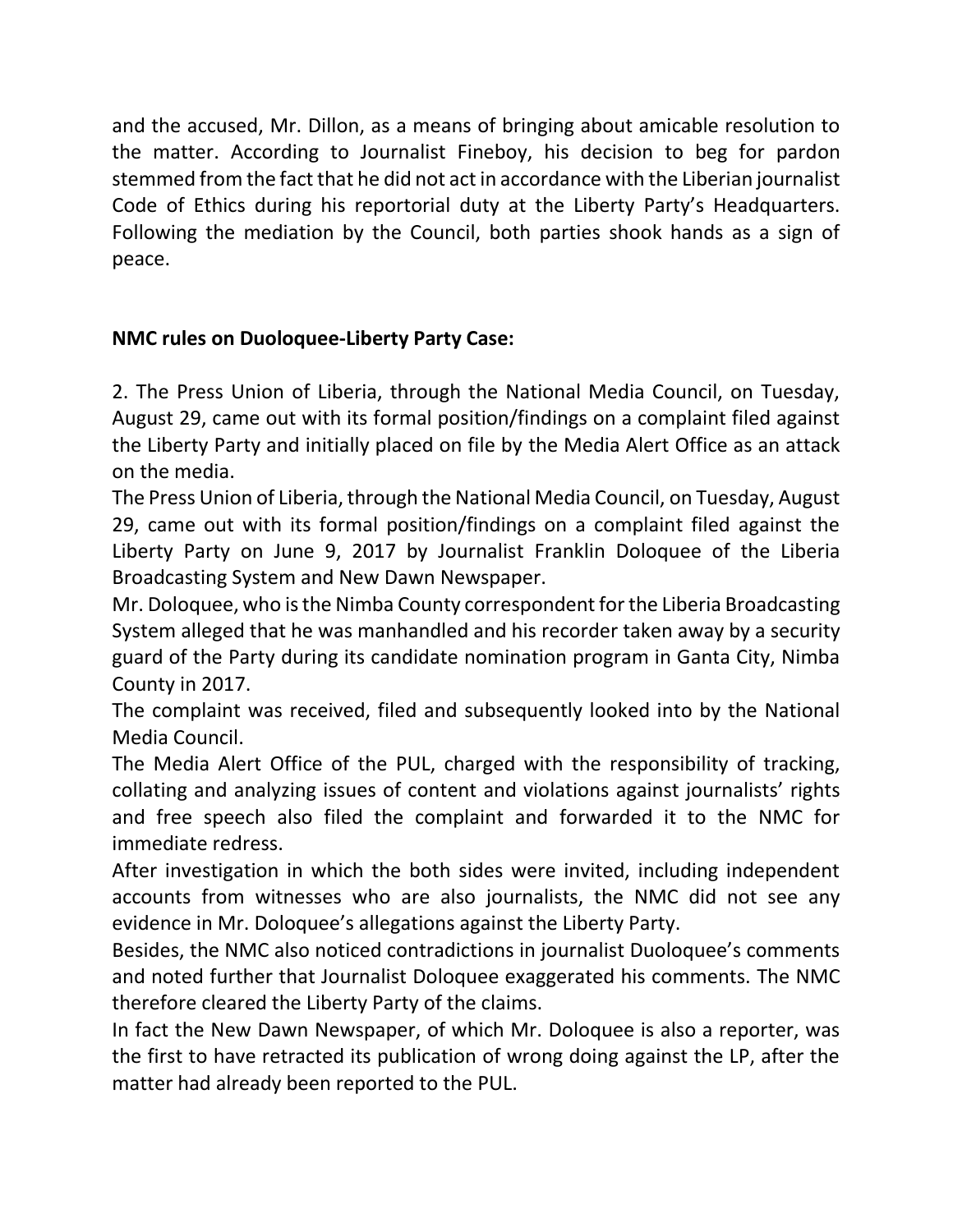and the accused, Mr. Dillon, as a means of bringing about amicable resolution to the matter. According to Journalist Fineboy, his decision to beg for pardon stemmed from the fact that he did not act in accordance with the Liberian journalist Code of Ethics during his reportorial duty at the Liberty Party's Headquarters. Following the mediation by the Council, both parties shook hands as a sign of peace.

**NMC rules on Duoloquee-Liberty Party Case:**

2. The Press Union of Liberia, through the National Media Council, on Tuesday, August 29, came out with its formal position/findings on a complaint filed against the Liberty Party and initially placed on file by the Media Alert Office as an attack on the media.

The Press Union of Liberia, through the National Media Council, on Tuesday, August 29, came out with its formal position/findings on a complaint filed against the Liberty Party on June 9, 2017 by Journalist Franklin Doloquee of the Liberia Broadcasting System and New Dawn Newspaper.

Mr. Doloquee, who is the Nimba County correspondent for the Liberia Broadcasting System alleged that he was manhandled and his recorder taken away by a security guard of the Party during its candidate nomination program in Ganta City, Nimba County in 2017.

The complaint was received, filed and subsequently looked into by the National Media Council.

The Media Alert Office of the PUL, charged with the responsibility of tracking, collating and analyzing issues of content and violations against journalists' rights and free speech also filed the complaint and forwarded it to the NMC for immediate redress.

After investigation in which the both sides were invited, including independent accounts from witnesses who are also journalists, the NMC did not see any evidence in Mr. Doloquee's allegations against the Liberty Party.

Besides, the NMC also noticed contradictions in journalist Duoloquee's comments and noted further that Journalist Doloquee exaggerated his comments. The NMC therefore cleared the Liberty Party of the claims.

In fact the New Dawn Newspaper, of which Mr. Doloquee is also a reporter, was the first to have retracted its publication of wrong doing against the LP, after the matter had already been reported to the PUL.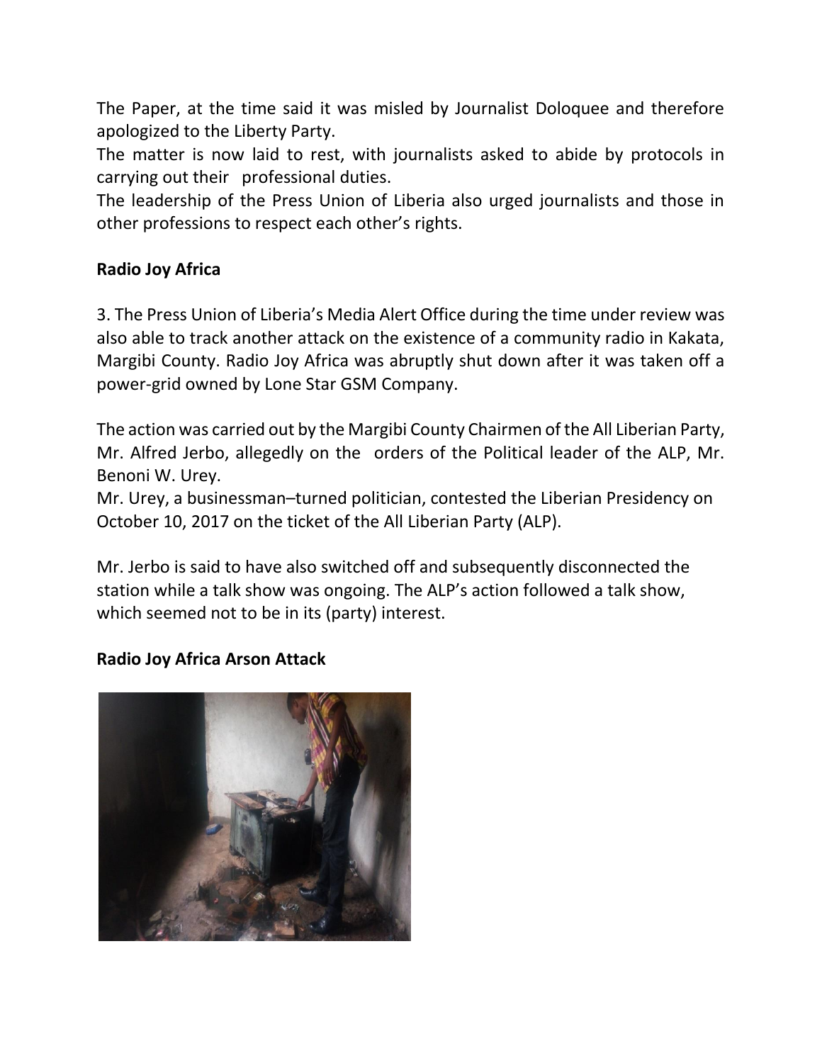The Paper, at the time said it was misled by Journalist Doloquee and therefore apologized to the Liberty Party.

The matter is now laid to rest, with journalists asked to abide by protocols in carrying out their professional duties.

The leadership of the Press Union of Liberia also urged journalists and those in other professions to respect each other's rights.

**Radio Joy Africa**

3. The Press Union of Liberia's Media Alert Office during the time under review was also able to track another attack on the existence of a community radio in Kakata, Margibi County. Radio Joy Africa was abruptly shut down after it was taken off a power-grid owned by Lone Star GSM Company.

The action was carried out by the Margibi County Chairmen of the All Liberian Party, Mr. Alfred Jerbo, allegedly on the orders of the Political leader of the ALP, Mr. Benoni W. Urey.

Mr. Urey, a businessman–turned politician, contested the Liberian Presidency on October 10, 2017 on the ticket of the All Liberian Party (ALP).

Mr. Jerbo is said to have also switched off and subsequently disconnected the station while a talk show was ongoing. The ALP's action followed a talk show, which seemed not to be in its (party) interest.

**Radio Joy Africa Arson Attack**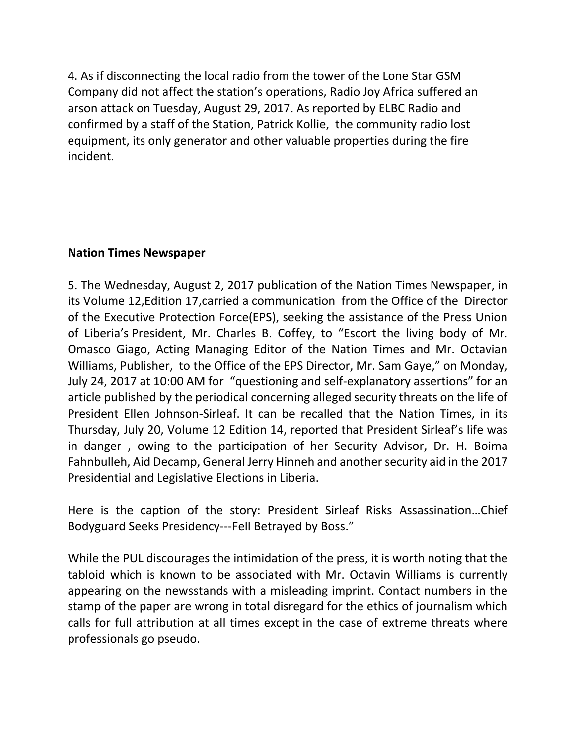4. As if disconnecting the local radio from the tower of the Lone Star GSM Company did not affect the station's operations, Radio Joy Africa suffered an arson attack on Tuesday, August 29, 2017. As reported by ELBC Radio and confirmed by a staff of the Station, Patrick Kollie, the community radio lost equipment, its only generator and other valuable properties during the fire incident.

**Nation Times Newspaper**

5. The Wednesday, August 2, 2017 publication of the Nation Times Newspaper, in its Volume 12,Edition 17,carried a communication from the Office of the Director of the Executive Protection Force(EPS), seeking the assistance of the Press Union of Liberia's President, Mr. Charles B. Coffey, to "Escort the living body of Mr. Omasco Giago, Acting Managing Editor of the Nation Times and Mr. Octavian Williams, Publisher, to the Office of the EPS Director, Mr. Sam Gaye," on Monday, July 24, 2017 at 10:00 AM for "questioning and self-explanatory assertions" for an article published by the periodical concerning alleged security threats on the life of President Ellen Johnson-Sirleaf. It can be recalled that the Nation Times, in its Thursday, July 20, Volume 12 Edition 14, reported that President Sirleaf's life was in danger , owing to the participation of her Security Advisor, Dr. H. Boima Fahnbulleh, Aid Decamp, General Jerry Hinneh and another security aid in the 2017 Presidential and Legislative Elections in Liberia.

Here is the caption of the story: President Sirleaf Risks Assassination…Chief Bodyguard Seeks Presidency---Fell Betrayed by Boss."

While the PUL discourages the intimidation of the press, it is worth noting that the tabloid which is known to be associated with Mr. Octavin Williams is currently appearing on the newsstands with a misleading imprint. Contact numbers in the stamp of the paper are wrong in total disregard for the ethics of journalism which calls for full attribution at all times except in the case of extreme threats where professionals go pseudo.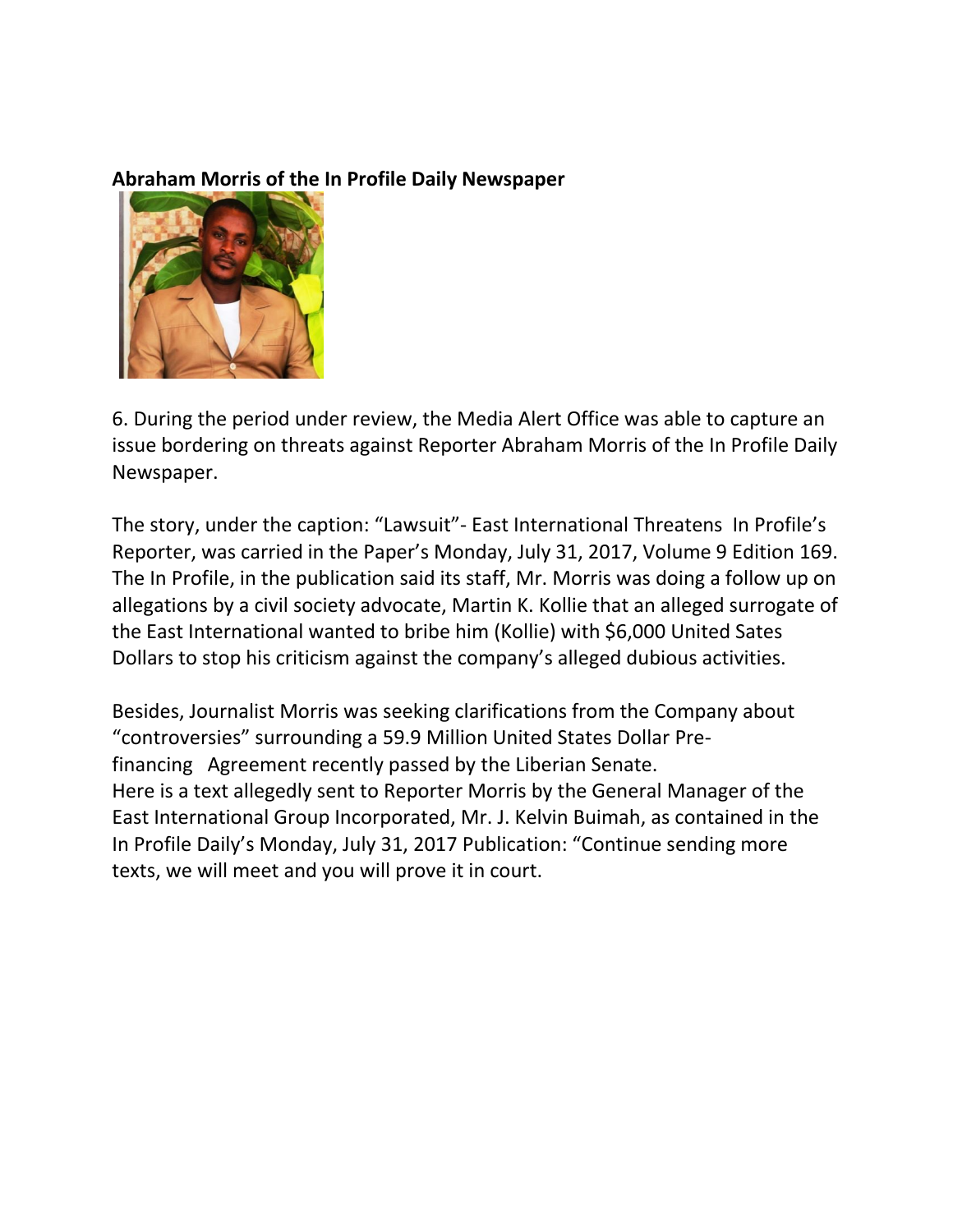**Abraham Morris of the In Profile Daily Newspaper**

6. During the period under review, the Media Alert Office was able to capture an issue bordering on threats against Reporter Abraham Morris of the In Profile Daily Newspaper.

The story, under the caption: "Lawsuit"- East International Threatens In Profile's Reporter, was carried in the Paper's Monday, July 31, 2017, Volume 9 Edition 169. The In Profile, in the publication said its staff, Mr. Morris was doing a follow up on allegations by a civil society advocate, Martin K. Kollie that an alleged surrogate of the East International wanted to bribe him (Kollie) with $6,000 United Sates Dollars to stop his criticism against the company's alleged dubious activities.

Besides, Journalist Morris was seeking clarifications from the Company about "controversies" surrounding a 59.9 Million United States Dollar Pre-financing Agreement recently passed by the Liberian Senate.
Here is a text allegedly sent to Reporter Morris by the General Manager of the East International Group Incorporated, Mr. J. Kelvin Buimah, as contained in the In Profile Daily's Monday, July 31, 2017 Publication: "Continue sending more texts, we will meet and you will prove it in court.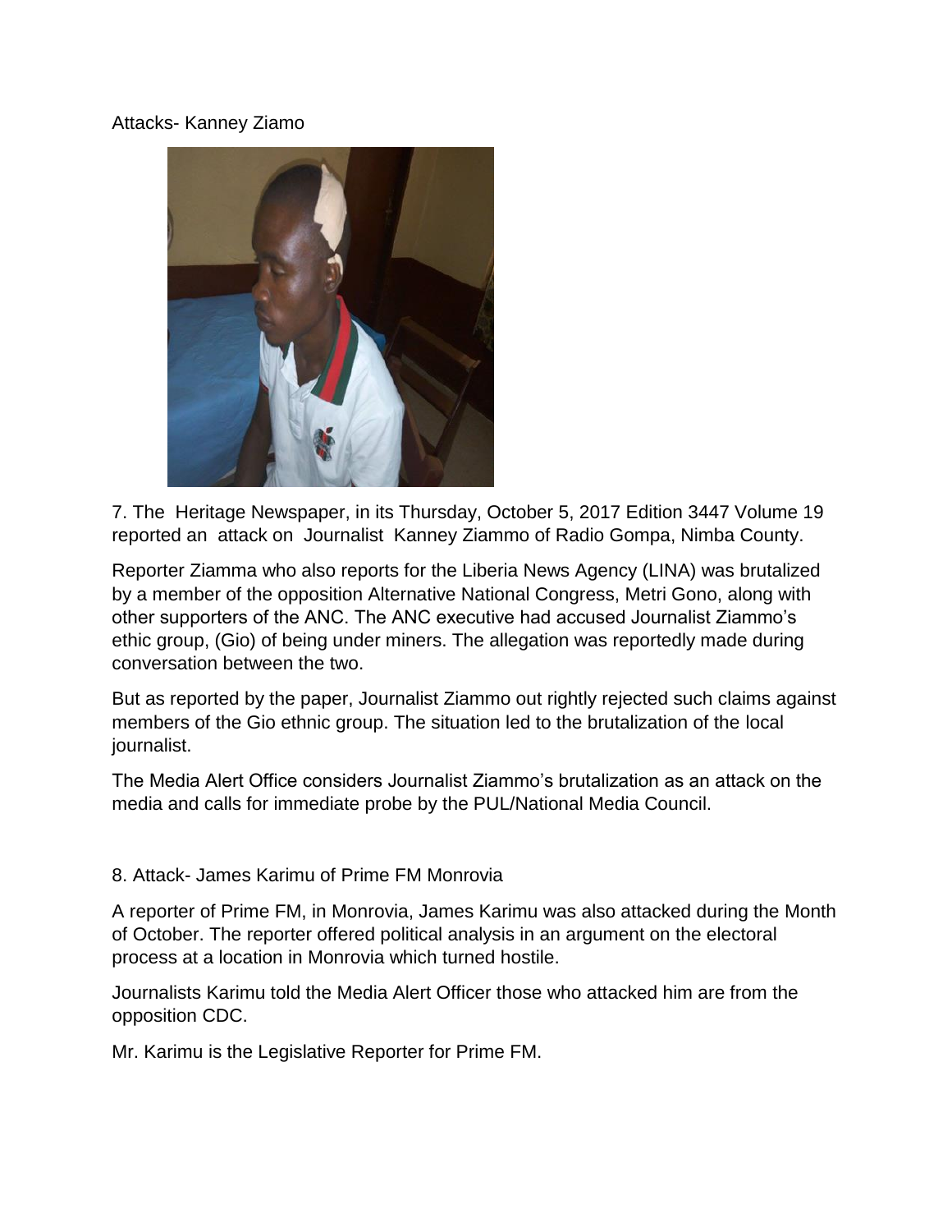Attacks- Kanney Ziamo

7. The Heritage Newspaper, in its Thursday, October 5, 2017 Edition 3447 Volume 19 reported an attack on Journalist Kanney Ziammo of Radio Gompa, Nimba County.

Reporter Ziamma who also reports for the Liberia News Agency (LINA) was brutalized by a member of the opposition Alternative National Congress, Metri Gono, along with other supporters of the ANC. The ANC executive had accused Journalist Ziammo's ethic group, (Gio) of being under miners. The allegation was reportedly made during conversation between the two.

But as reported by the paper, Journalist Ziammo out rightly rejected such claims against members of the Gio ethnic group. The situation led to the brutalization of the local journalist.

The Media Alert Office considers Journalist Ziammo's brutalization as an attack on the media and calls for immediate probe by the PUL/National Media Council.

8. Attack- James Karimu of Prime FM Monrovia

A reporter of Prime FM, in Monrovia, James Karimu was also attacked during the Month of October. The reporter offered political analysis in an argument on the electoral process at a location in Monrovia which turned hostile.

Journalists Karimu told the Media Alert Officer those who attacked him are from the opposition CDC.

Mr. Karimu is the Legislative Reporter for Prime FM.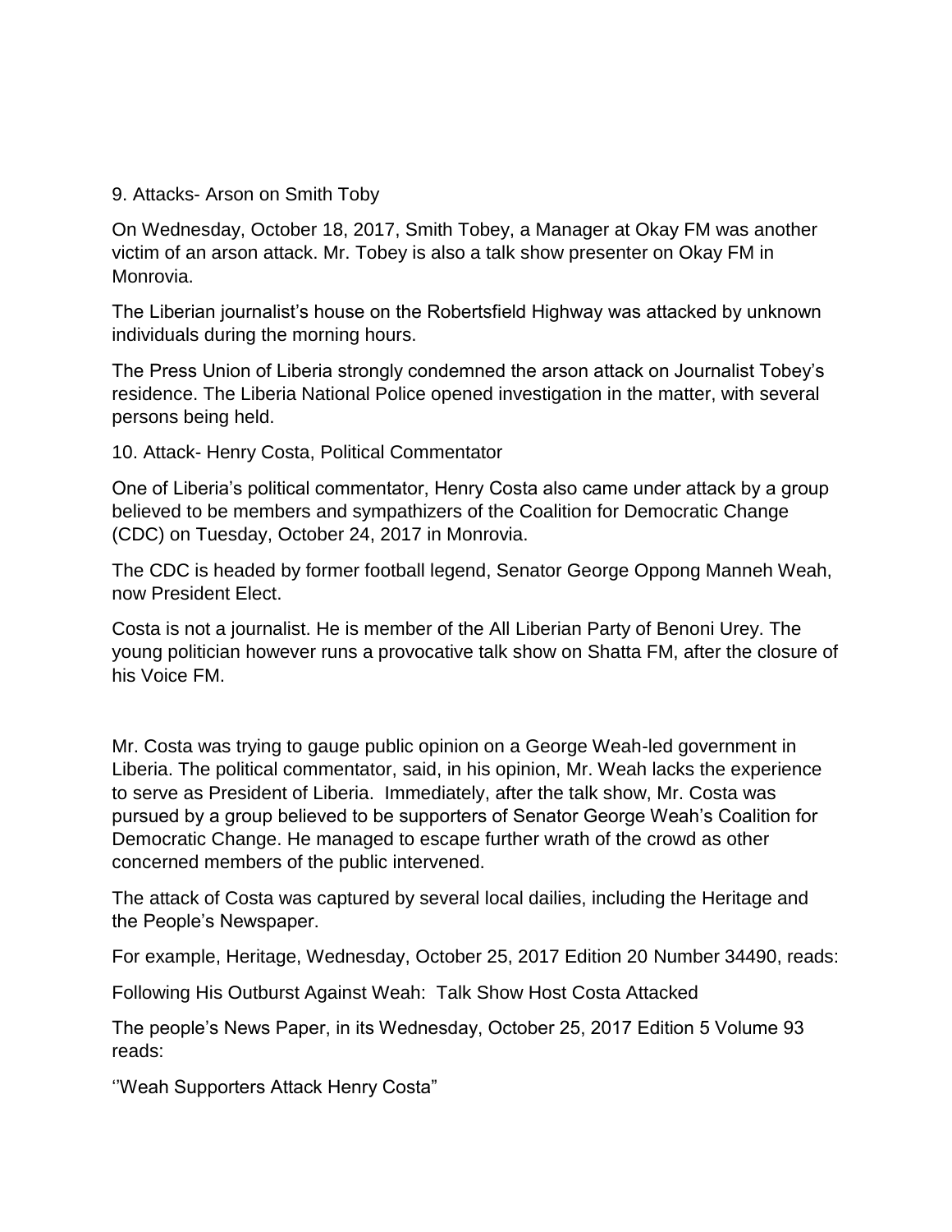9. Attacks- Arson on Smith Toby

On Wednesday, October 18, 2017, Smith Tobey, a Manager at Okay FM was another victim of an arson attack. Mr. Tobey is also a talk show presenter on Okay FM in Monrovia.

The Liberian journalist's house on the Robertsfield Highway was attacked by unknown individuals during the morning hours.

The Press Union of Liberia strongly condemned the arson attack on Journalist Tobey's residence. The Liberia National Police opened investigation in the matter, with several persons being held.

10. Attack- Henry Costa, Political Commentator

One of Liberia's political commentator, Henry Costa also came under attack by a group believed to be members and sympathizers of the Coalition for Democratic Change (CDC) on Tuesday, October 24, 2017 in Monrovia.

The CDC is headed by former football legend, Senator George Oppong Manneh Weah, now President Elect.

Costa is not a journalist. He is member of the All Liberian Party of Benoni Urey. The young politician however runs a provocative talk show on Shatta FM, after the closure of his Voice FM.

Mr. Costa was trying to gauge public opinion on a George Weah-led government in Liberia. The political commentator, said, in his opinion, Mr. Weah lacks the experience to serve as President of Liberia. Immediately, after the talk show, Mr. Costa was pursued by a group believed to be supporters of Senator George Weah's Coalition for Democratic Change. He managed to escape further wrath of the crowd as other concerned members of the public intervened.

The attack of Costa was captured by several local dailies, including the Heritage and the People's Newspaper.

For example, Heritage, Wednesday, October 25, 2017 Edition 20 Number 34490, reads:

Following His Outburst Against Weah: Talk Show Host Costa Attacked

The people's News Paper, in its Wednesday, October 25, 2017 Edition 5 Volume 93 reads:

''Weah Supporters Attack Henry Costa"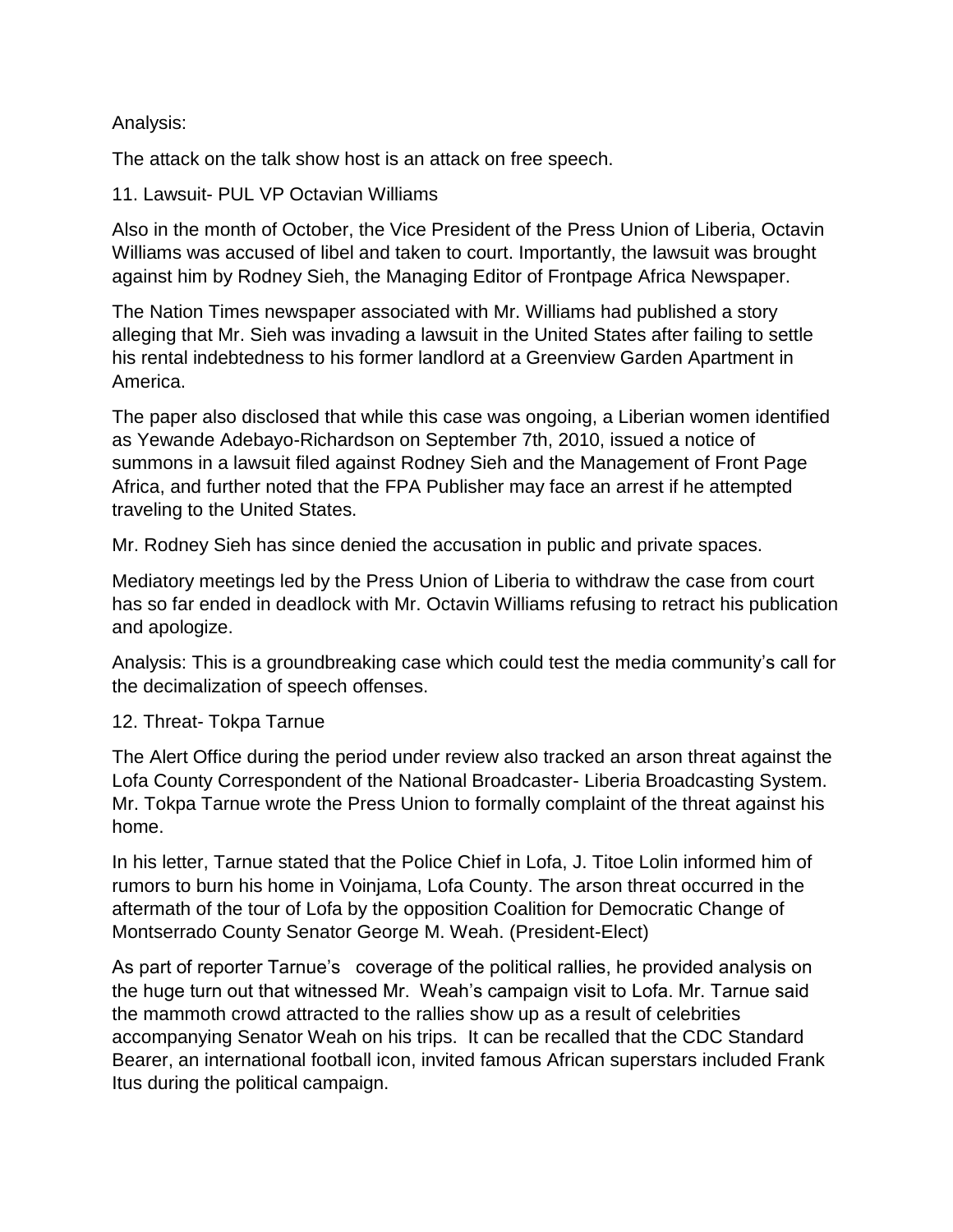Analysis:

The attack on the talk show host is an attack on free speech.

11. Lawsuit- PUL VP Octavian Williams

Also in the month of October, the Vice President of the Press Union of Liberia, Octavin Williams was accused of libel and taken to court. Importantly, the lawsuit was brought against him by Rodney Sieh, the Managing Editor of Frontpage Africa Newspaper.

The Nation Times newspaper associated with Mr. Williams had published a story alleging that Mr. Sieh was invading a lawsuit in the United States after failing to settle his rental indebtedness to his former landlord at a Greenview Garden Apartment in America.

The paper also disclosed that while this case was ongoing, a Liberian women identified as Yewande Adebayo-Richardson on September 7th, 2010, issued a notice of summons in a lawsuit filed against Rodney Sieh and the Management of Front Page Africa, and further noted that the FPA Publisher may face an arrest if he attempted traveling to the United States.

Mr. Rodney Sieh has since denied the accusation in public and private spaces.

Mediatory meetings led by the Press Union of Liberia to withdraw the case from court has so far ended in deadlock with Mr. Octavin Williams refusing to retract his publication and apologize.

Analysis: This is a groundbreaking case which could test the media community's call for the decimalization of speech offenses.

12. Threat- Tokpa Tarnue

The Alert Office during the period under review also tracked an arson threat against the Lofa County Correspondent of the National Broadcaster- Liberia Broadcasting System. Mr. Tokpa Tarnue wrote the Press Union to formally complaint of the threat against his home.

In his letter, Tarnue stated that the Police Chief in Lofa, J. Titoe Lolin informed him of rumors to burn his home in Voinjama, Lofa County. The arson threat occurred in the aftermath of the tour of Lofa by the opposition Coalition for Democratic Change of Montserrado County Senator George M. Weah. (President-Elect)

As part of reporter Tarnue's coverage of the political rallies, he provided analysis on the huge turn out that witnessed Mr. Weah's campaign visit to Lofa. Mr. Tarnue said the mammoth crowd attracted to the rallies show up as a result of celebrities accompanying Senator Weah on his trips. It can be recalled that the CDC Standard Bearer, an international football icon, invited famous African superstars included Frank Itus during the political campaign.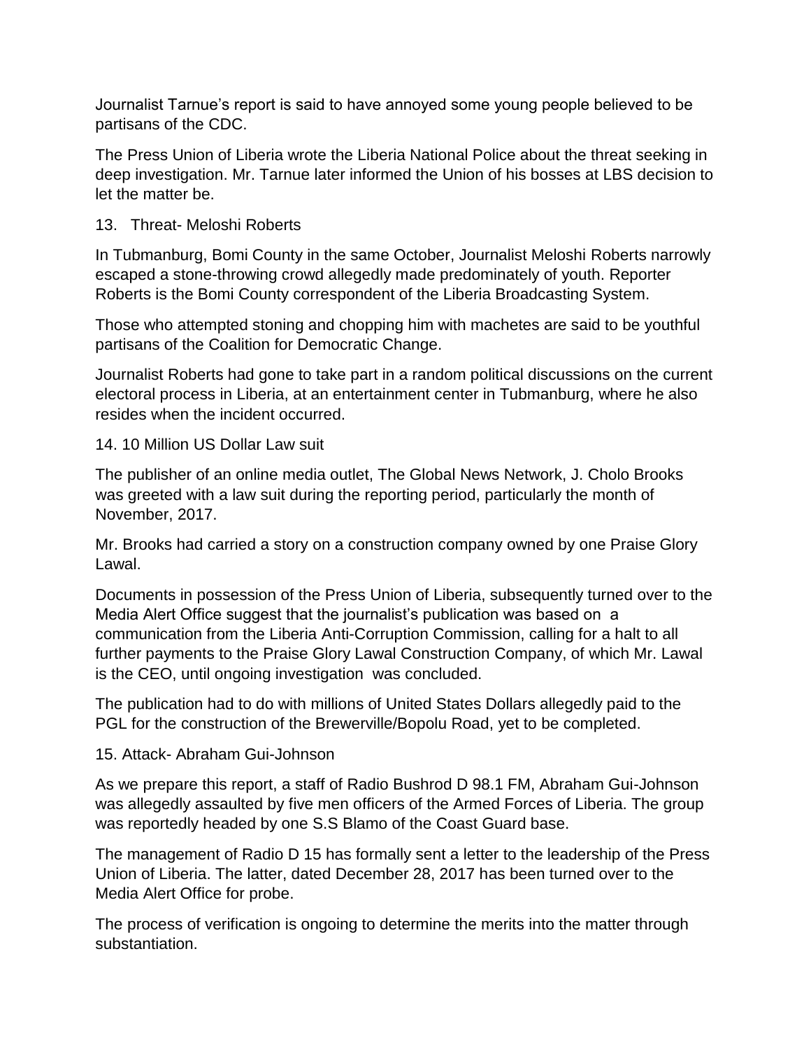Journalist Tarnue's report is said to have annoyed some young people believed to be partisans of the CDC.

The Press Union of Liberia wrote the Liberia National Police about the threat seeking in deep investigation. Mr. Tarnue later informed the Union of his bosses at LBS decision to let the matter be.

13. Threat- Meloshi Roberts

In Tubmanburg, Bomi County in the same October, Journalist Meloshi Roberts narrowly escaped a stone-throwing crowd allegedly made predominately of youth. Reporter Roberts is the Bomi County correspondent of the Liberia Broadcasting System.

Those who attempted stoning and chopping him with machetes are said to be youthful partisans of the Coalition for Democratic Change.

Journalist Roberts had gone to take part in a random political discussions on the current electoral process in Liberia, at an entertainment center in Tubmanburg, where he also resides when the incident occurred.

14. 10 Million US Dollar Law suit

The publisher of an online media outlet, The Global News Network, J. Cholo Brooks was greeted with a law suit during the reporting period, particularly the month of November, 2017.

Mr. Brooks had carried a story on a construction company owned by one Praise Glory Lawal.

Documents in possession of the Press Union of Liberia, subsequently turned over to the Media Alert Office suggest that the journalist's publication was based on a communication from the Liberia Anti-Corruption Commission, calling for a halt to all further payments to the Praise Glory Lawal Construction Company, of which Mr. Lawal is the CEO, until ongoing investigation was concluded.

The publication had to do with millions of United States Dollars allegedly paid to the PGL for the construction of the Brewerville/Bopolu Road, yet to be completed.

15. Attack- Abraham Gui-Johnson

As we prepare this report, a staff of Radio Bushrod D 98.1 FM, Abraham Gui-Johnson was allegedly assaulted by five men officers of the Armed Forces of Liberia. The group was reportedly headed by one S.S Blamo of the Coast Guard base.

The management of Radio D 15 has formally sent a letter to the leadership of the Press Union of Liberia. The latter, dated December 28, 2017 has been turned over to the Media Alert Office for probe.

The process of verification is ongoing to determine the merits into the matter through substantiation.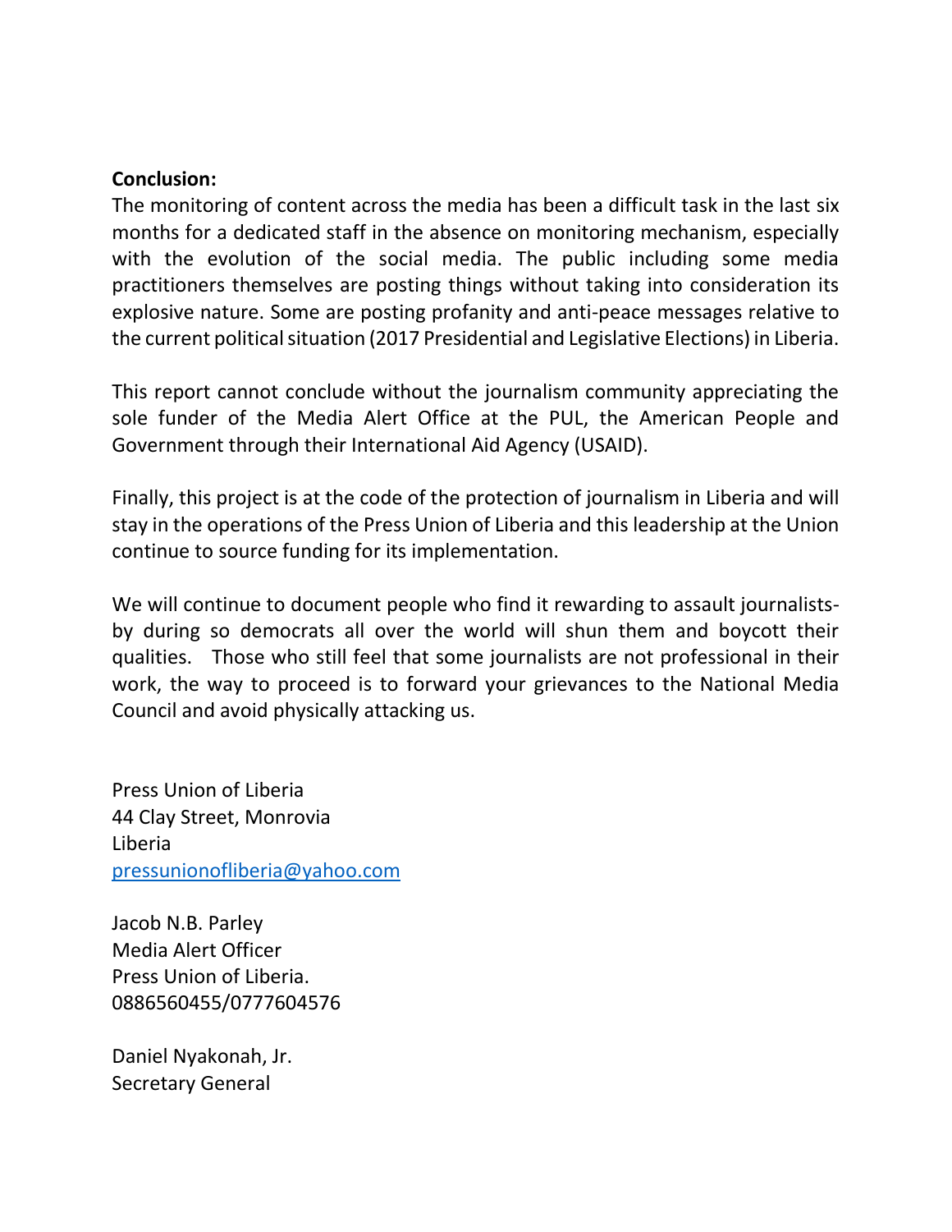**Conclusion:**

The monitoring of content across the media has been a difficult task in the last six months for a dedicated staff in the absence on monitoring mechanism, especially with the evolution of the social media. The public including some media practitioners themselves are posting things without taking into consideration its explosive nature. Some are posting profanity and anti-peace messages relative to the current political situation (2017 Presidential and Legislative Elections) in Liberia.

This report cannot conclude without the journalism community appreciating the sole funder of the Media Alert Office at the PUL, the American People and Government through their International Aid Agency (USAID).

Finally, this project is at the code of the protection of journalism in Liberia and will stay in the operations of the Press Union of Liberia and this leadership at the Union continue to source funding for its implementation.

We will continue to document people who find it rewarding to assault journalists-by during so democrats all over the world will shun them and boycott their qualities. Those who still feel that some journalists are not professional in their work, the way to proceed is to forward your grievances to the National Media Council and avoid physically attacking us.

Press Union of Liberia
44 Clay Street, Monrovia
Liberia
pressunionofliberia@yahoo.com

Jacob N.B. Parley
Media Alert Officer
Press Union of Liberia.
0886560455/0777604576

Daniel Nyakonah, Jr.
Secretary General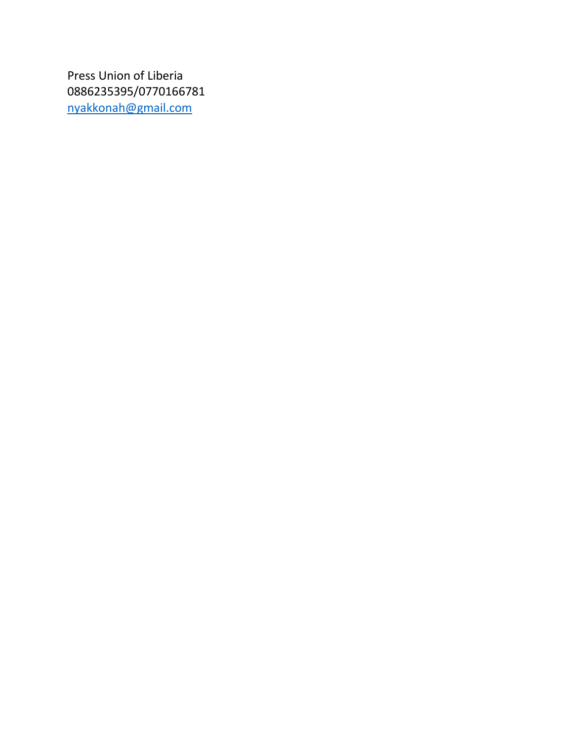Press Union of Liberia
0886235395/0770166781
nyakkonah@gmail.com